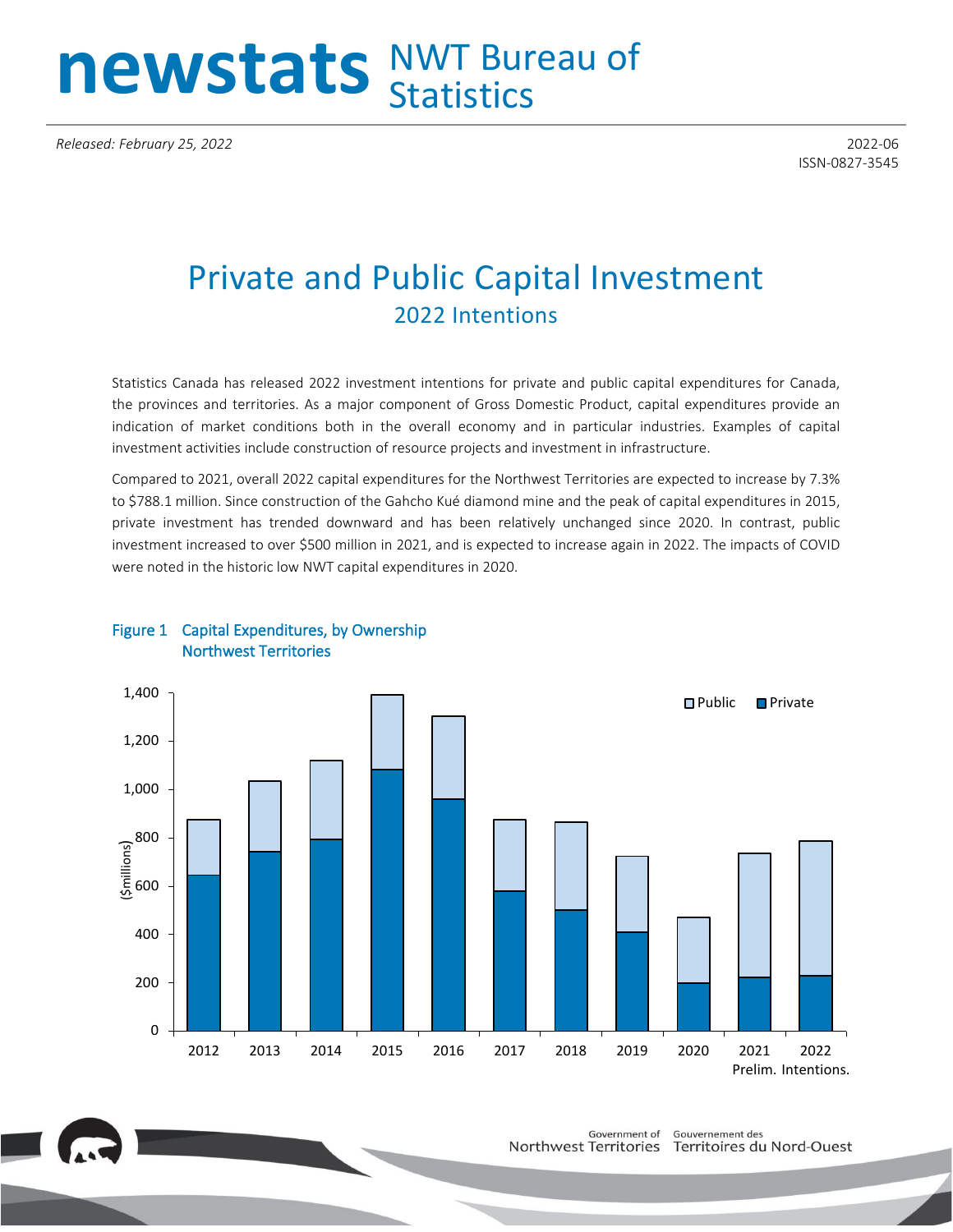# newstats NWT Bureau of Statistics

*Released: February 25, 2022*

2022-06
ISSN-0827-3545

# Private and Public Capital Investment

## 2022 Intentions

Statistics Canada has released 2022 investment intentions for private and public capital expenditures for Canada, the provinces and territories. As a major component of Gross Domestic Product, capital expenditures provide an indication of market conditions both in the overall economy and in particular industries. Examples of capital investment activities include construction of resource projects and investment in infrastructure.

Compared to 2021, overall 2022 capital expenditures for the Northwest Territories are expected to increase by 7.3% to $788.1 million. Since construction of the Gahcho Kué diamond mine and the peak of capital expenditures in 2015, private investment has trended downward and has been relatively unchanged since 2020. In contrast, public investment increased to over $500 million in 2021, and is expected to increase again in 2022. The impacts of COVID were noted in the historic low NWT capital expenditures in 2020.

**Figure 1 Capital Expenditures, by Ownership Northwest Territories**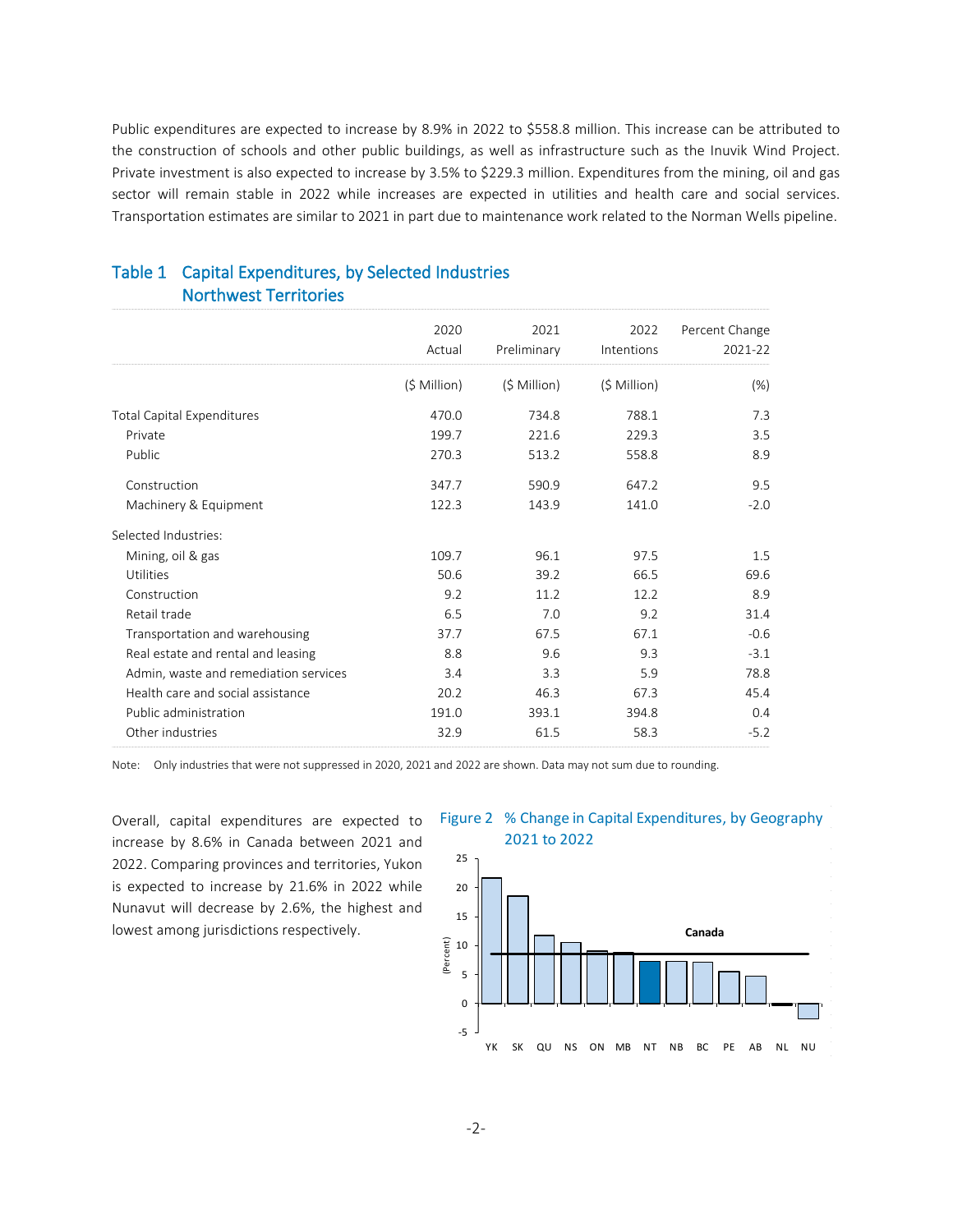Public expenditures are expected to increase by 8.9% in 2022 to $558.8 million. This increase can be attributed to the construction of schools and other public buildings, as well as infrastructure such as the Inuvik Wind Project. Private investment is also expected to increase by 3.5% to $229.3 million. Expenditures from the mining, oil and gas sector will remain stable in 2022 while increases are expected in utilities and health care and social services. Transportation estimates are similar to 2021 in part due to maintenance work related to the Norman Wells pipeline.

## Table 1 Capital Expenditures, by Selected Industries Northwest Territories

| | 2020 Actual | 2021 Preliminary | 2022 Intentions | Percent Change 2021-22 |
|---|---|---|---|---|
| | ($ Million) | ($ Million) | ($ Million) | (%) |
| Total Capital Expenditures | 470.0 | 734.8 | 788.1 | 7.3 |
| Private | 199.7 | 221.6 | 229.3 | 3.5 |
| Public | 270.3 | 513.2 | 558.8 | 8.9 |
| Construction | 347.7 | 590.9 | 647.2 | 9.5 |
| Machinery & Equipment | 122.3 | 143.9 | 141.0 | -2.0 |
| Selected Industries: | | | | |
| Mining, oil & gas | 109.7 | 96.1 | 97.5 | 1.5 |
| Utilities | 50.6 | 39.2 | 66.5 | 69.6 |
| Construction | 9.2 | 11.2 | 12.2 | 8.9 |
| Retail trade | 6.5 | 7.0 | 9.2 | 31.4 |
| Transportation and warehousing | 37.7 | 67.5 | 67.1 | -0.6 |
| Real estate and rental and leasing | 8.8 | 9.6 | 9.3 | -3.1 |
| Admin, waste and remediation services | 3.4 | 3.3 | 5.9 | 78.8 |
| Health care and social assistance | 20.2 | 46.3 | 67.3 | 45.4 |
| Public administration | 191.0 | 393.1 | 394.8 | 0.4 |
| Other industries | 32.9 | 61.5 | 58.3 | -5.2 |

Note: Only industries that were not suppressed in 2020, 2021 and 2022 are shown. Data may not sum due to rounding.

Overall, capital expenditures are expected to increase by 8.6% in Canada between 2021 and 2022. Comparing provinces and territories, Yukon is expected to increase by 21.6% in 2022 while Nunavut will decrease by 2.6%, the highest and lowest among jurisdictions respectively.

Figure 2 % Change in Capital Expenditures, by Geography 2021 to 2022

(Percent)

25
20
15
10
5
0
-5

Canada

YK SK QU NS ON MB NT NB BC PE AB NL NU